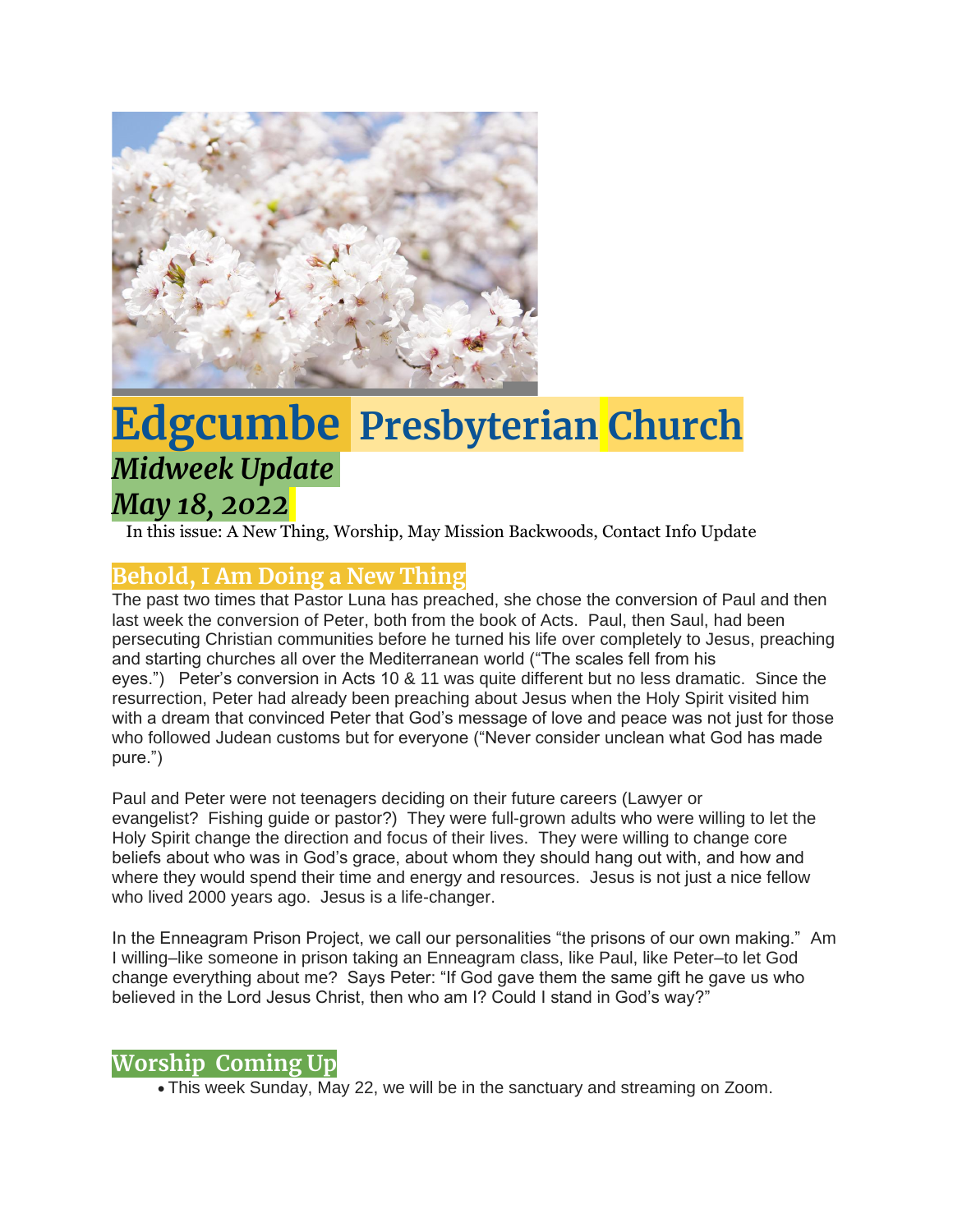# Edgcumbe Presbyterian Church

## *Midweek Update*

## *May 18, 2022*

In this issue: A New Thing, Worship, May Mission Backwoods, Contact Info Update

## Behold, I Am Doing a New Thing

The past two times that Pastor Luna has preached, she chose the conversion of Paul and then last week the conversion of Peter, both from the book of Acts. Paul, then Saul, had been persecuting Christian communities before he turned his life over completely to Jesus, preaching and starting churches all over the Mediterranean world ("The scales fell from his eyes.") Peter's conversion in Acts 10 & 11 was quite different but no less dramatic. Since the resurrection, Peter had already been preaching about Jesus when the Holy Spirit visited him with a dream that convinced Peter that God's message of love and peace was not just for those who followed Judean customs but for everyone ("Never consider unclean what God has made pure.")

Paul and Peter were not teenagers deciding on their future careers (Lawyer or evangelist? Fishing guide or pastor?) They were full-grown adults who were willing to let the Holy Spirit change the direction and focus of their lives. They were willing to change core beliefs about who was in God's grace, about whom they should hang out with, and how and where they would spend their time and energy and resources. Jesus is not just a nice fellow who lived 2000 years ago. Jesus is a life-changer.

In the Enneagram Prison Project, we call our personalities "the prisons of our own making." Am I willing–like someone in prison taking an Enneagram class, like Paul, like Peter–to let God change everything about me? Says Peter: "If God gave them the same gift he gave us who believed in the Lord Jesus Christ, then who am I? Could I stand in God's way?"

## Worship Coming Up

- This week Sunday, May 22, we will be in the sanctuary and streaming on Zoom.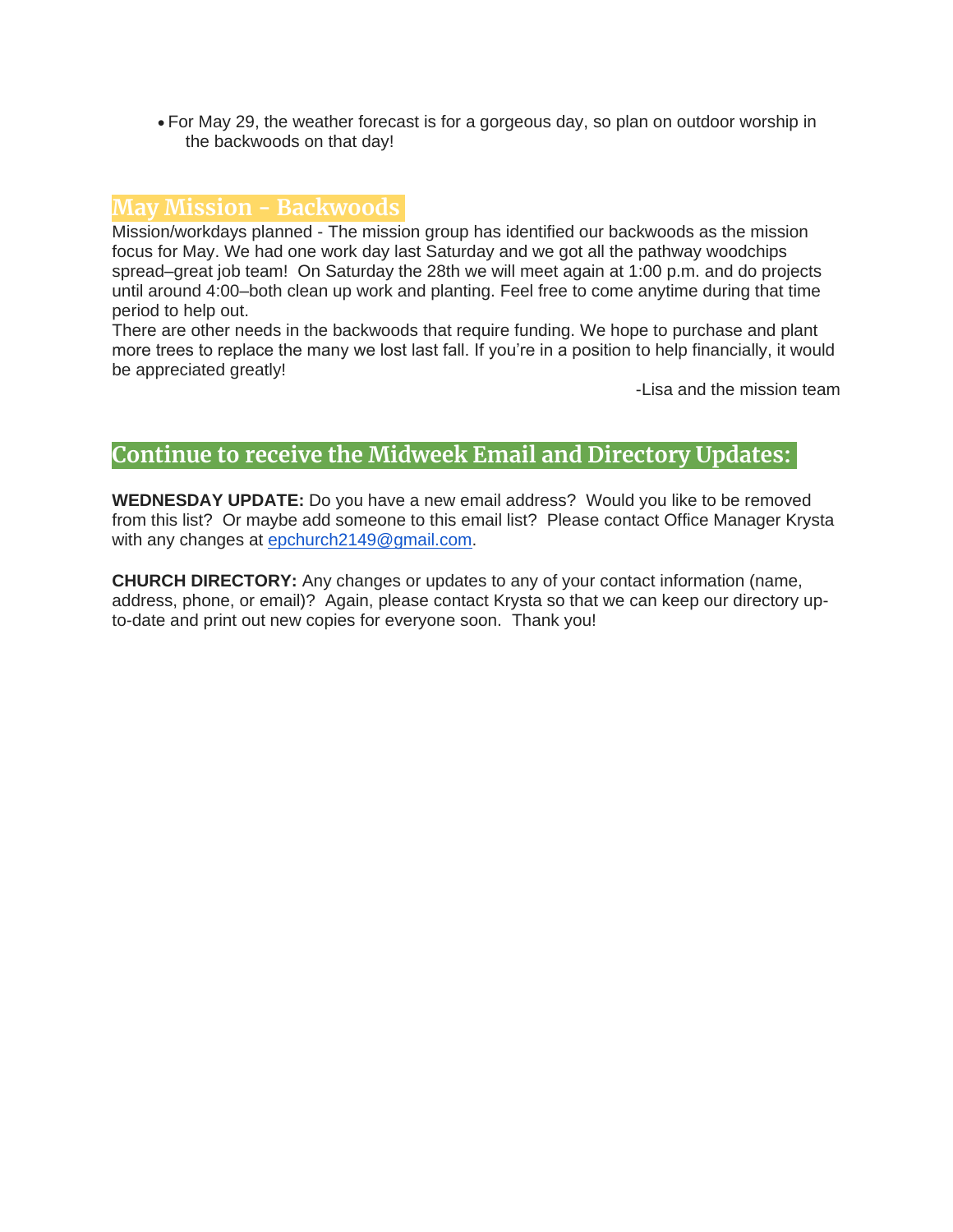- For May 29, the weather forecast is for a gorgeous day, so plan on outdoor worship in the backwoods on that day!

## May Mission - Backwoods

Mission/workdays planned - The mission group has identified our backwoods as the mission focus for May. We had one work day last Saturday and we got all the pathway woodchips spread–great job team! On Saturday the 28th we will meet again at 1:00 p.m. and do projects until around 4:00–both clean up work and planting. Feel free to come anytime during that time period to help out.

There are other needs in the backwoods that require funding. We hope to purchase and plant more trees to replace the many we lost last fall. If you're in a position to help financially, it would be appreciated greatly!

-Lisa and the mission team

## Continue to receive the Midweek Email and Directory Updates:

**WEDNESDAY UPDATE:** Do you have a new email address? Would you like to be removed from this list? Or maybe add someone to this email list? Please contact Office Manager Krysta with any changes at epchurch2149@gmail.com.

**CHURCH DIRECTORY:** Any changes or updates to any of your contact information (name, address, phone, or email)? Again, please contact Krysta so that we can keep our directory up-to-date and print out new copies for everyone soon. Thank you!